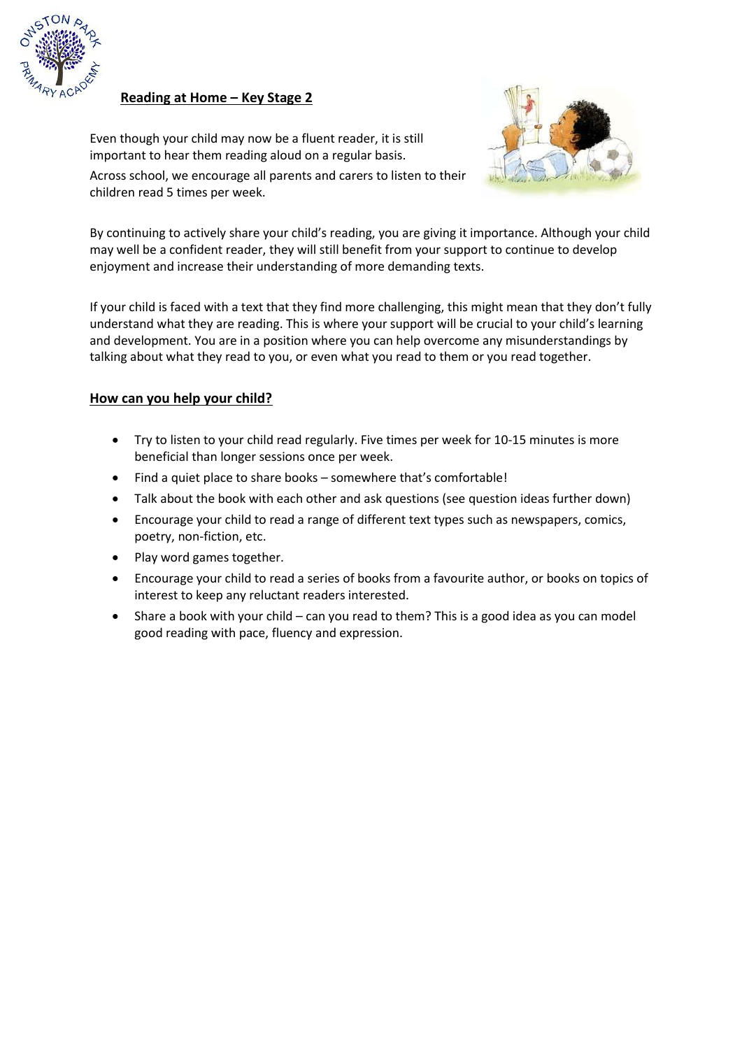## Reading at Home – Key Stage 2

Even though your child may now be a fluent reader, it is still important to hear them reading aloud on a regular basis.

Across school, we encourage all parents and carers to listen to their children read 5 times per week.

By continuing to actively share your child's reading, you are giving it importance. Although your child may well be a confident reader, they will still benefit from your support to continue to develop enjoyment and increase their understanding of more demanding texts.

If your child is faced with a text that they find more challenging, this might mean that they don't fully understand what they are reading. This is where your support will be crucial to your child's learning and development. You are in a position where you can help overcome any misunderstandings by talking about what they read to you, or even what you read to them or you read together.

### How can you help your child?

- Try to listen to your child read regularly. Five times per week for 10-15 minutes is more beneficial than longer sessions once per week.
- Find a quiet place to share books – somewhere that's comfortable!
- Talk about the book with each other and ask questions (see question ideas further down)
- Encourage your child to read a range of different text types such as newspapers, comics, poetry, non-fiction, etc.
- Play word games together.
- Encourage your child to read a series of books from a favourite author, or books on topics of interest to keep any reluctant readers interested.
- Share a book with your child – can you read to them? This is a good idea as you can model good reading with pace, fluency and expression.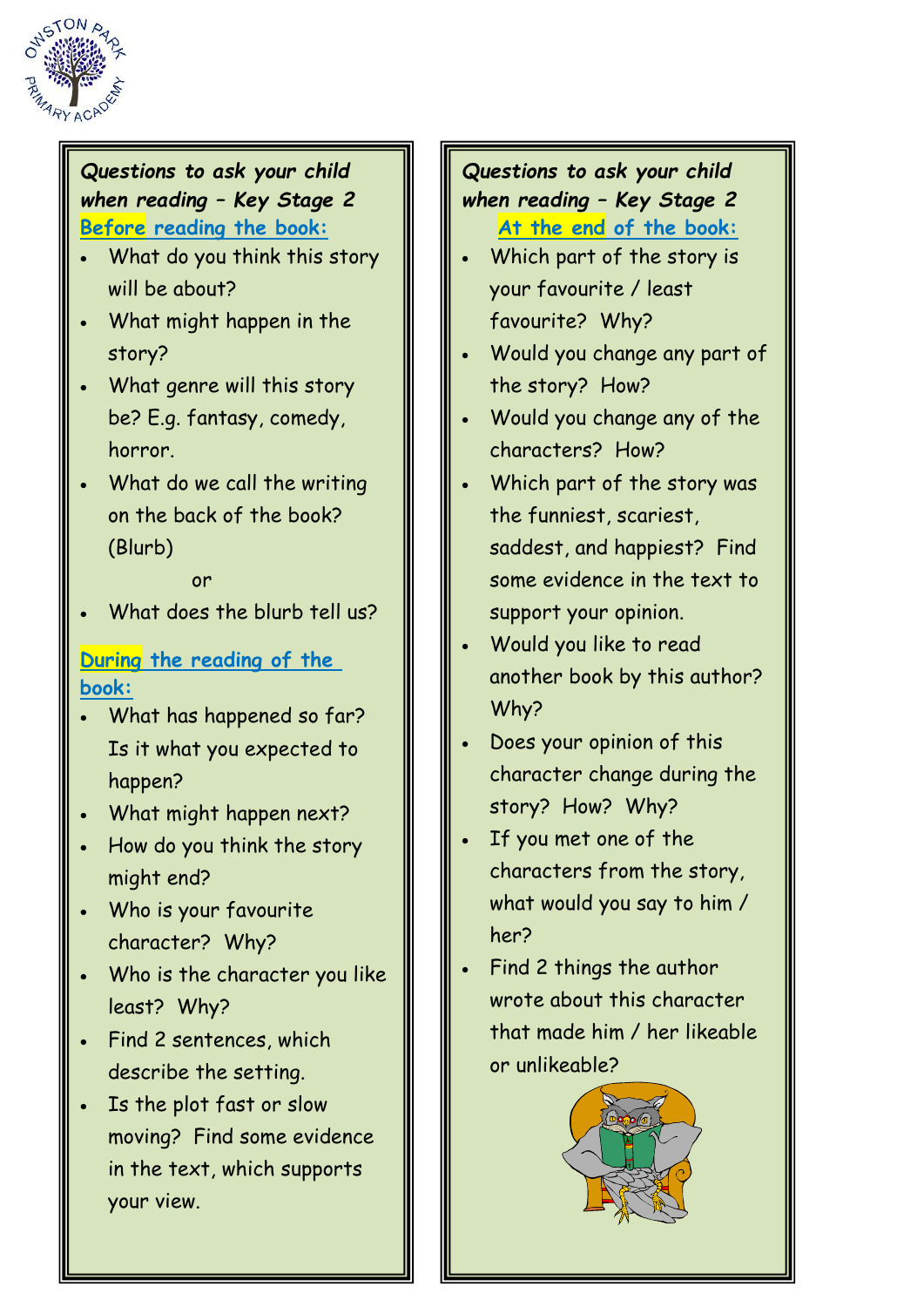***Questions to ask your child when reading – Key Stage 2***

**Before reading the book:**

- What do you think this story will be about?
- What might happen in the story?
- What genre will this story be? E.g. fantasy, comedy, horror.
- What do we call the writing on the back of the book? (Blurb)

  or

- What does the blurb tell us?

**During the reading of the book:**

- What has happened so far? Is it what you expected to happen?
- What might happen next?
- How do you think the story might end?
- Who is your favourite character? Why?
- Who is the character you like least? Why?
- Find 2 sentences, which describe the setting.
- Is the plot fast or slow moving? Find some evidence in the text, which supports your view.

***Questions to ask your child when reading – Key Stage 2***

**At the end of the book:**

- Which part of the story is your favourite / least favourite? Why?
- Would you change any part of the story? How?
- Would you change any of the characters? How?
- Which part of the story was the funniest, scariest, saddest, and happiest? Find some evidence in the text to support your opinion.
- Would you like to read another book by this author? Why?
- Does your opinion of this character change during the story? How? Why?
- If you met one of the characters from the story, what would you say to him / her?
- Find 2 things the author wrote about this character that made him / her likeable or unlikeable?